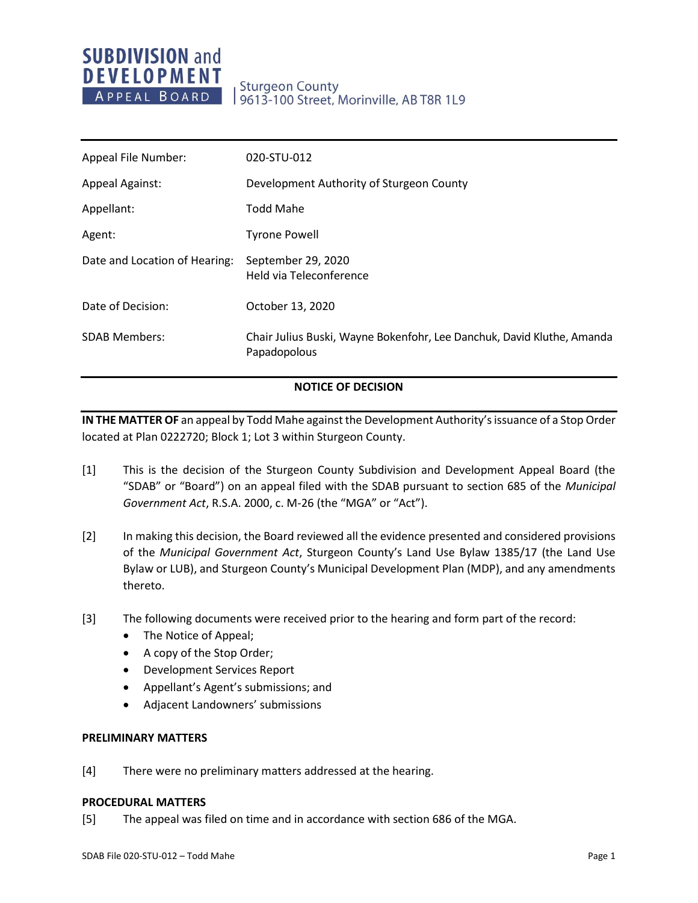# SUBDIVISION and DEVELOPMENT APPEAL BOARD

Sturgeon County
9613-100 Street, Morinville, AB T8R 1L9

| | |
|---|---|
| Appeal File Number: | 020-STU-012 |
| Appeal Against: | Development Authority of Sturgeon County |
| Appellant: | Todd Mahe |
| Agent: | Tyrone Powell |
| Date and Location of Hearing: | September 29, 2020<br>Held via Teleconference |
| Date of Decision: | October 13, 2020 |
| SDAB Members: | Chair Julius Buski, Wayne Bokenfohr, Lee Danchuk, David Kluthe, Amanda Papadopolous |

## NOTICE OF DECISION

**IN THE MATTER OF** an appeal by Todd Mahe against the Development Authority's issuance of a Stop Order located at Plan 0222720; Block 1; Lot 3 within Sturgeon County.

[1] This is the decision of the Sturgeon County Subdivision and Development Appeal Board (the "SDAB" or "Board") on an appeal filed with the SDAB pursuant to section 685 of the *Municipal Government Act*, R.S.A. 2000, c. M-26 (the "MGA" or "Act").

[2] In making this decision, the Board reviewed all the evidence presented and considered provisions of the *Municipal Government Act*, Sturgeon County's Land Use Bylaw 1385/17 (the Land Use Bylaw or LUB), and Sturgeon County's Municipal Development Plan (MDP), and any amendments thereto.

[3] The following documents were received prior to the hearing and form part of the record:

- The Notice of Appeal;
- A copy of the Stop Order;
- Development Services Report
- Appellant's Agent's submissions; and
- Adjacent Landowners' submissions

**PRELIMINARY MATTERS**

[4] There were no preliminary matters addressed at the hearing.

**PROCEDURAL MATTERS**

[5] The appeal was filed on time and in accordance with section 686 of the MGA.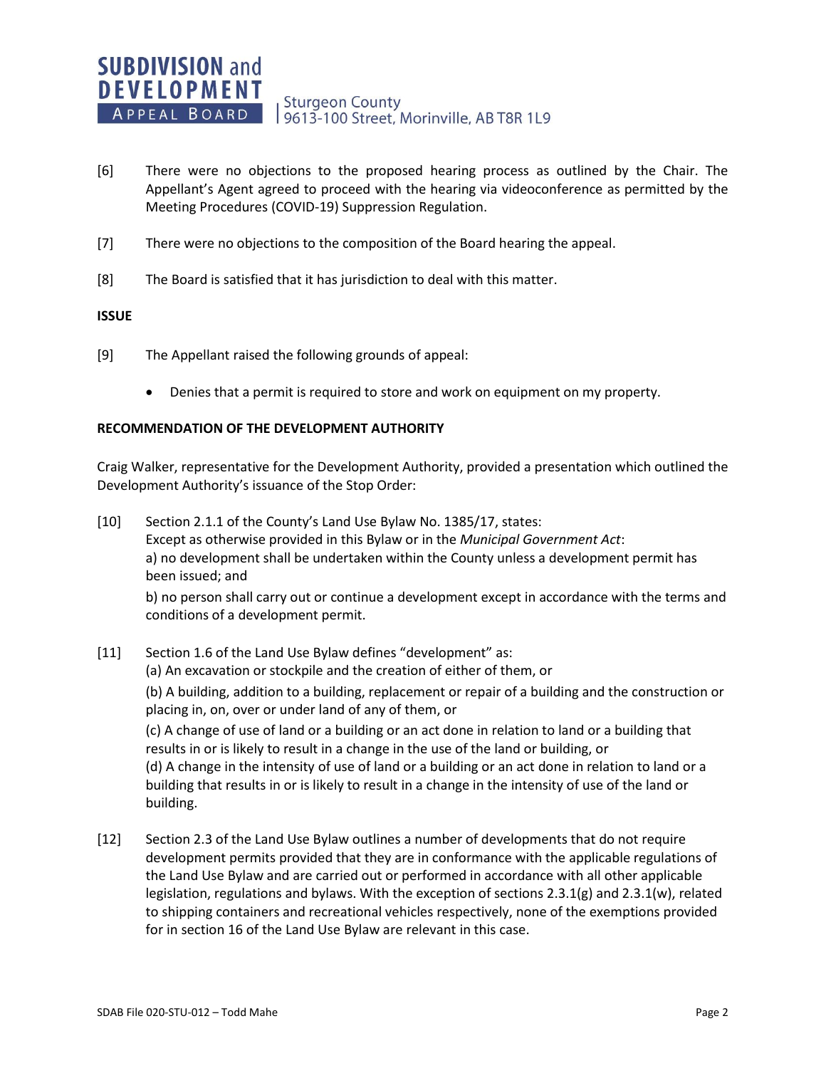[6] There were no objections to the proposed hearing process as outlined by the Chair. The Appellant's Agent agreed to proceed with the hearing via videoconference as permitted by the Meeting Procedures (COVID-19) Suppression Regulation.

[7] There were no objections to the composition of the Board hearing the appeal.

[8] The Board is satisfied that it has jurisdiction to deal with this matter.

**ISSUE**

[9] The Appellant raised the following grounds of appeal:

- Denies that a permit is required to store and work on equipment on my property.

**RECOMMENDATION OF THE DEVELOPMENT AUTHORITY**

Craig Walker, representative for the Development Authority, provided a presentation which outlined the Development Authority's issuance of the Stop Order:

[10] Section 2.1.1 of the County's Land Use Bylaw No. 1385/17, states:
Except as otherwise provided in this Bylaw or in the *Municipal Government Act*:
a) no development shall be undertaken within the County unless a development permit has been issued; and
b) no person shall carry out or continue a development except in accordance with the terms and conditions of a development permit.

[11] Section 1.6 of the Land Use Bylaw defines "development" as:
(a) An excavation or stockpile and the creation of either of them, or
(b) A building, addition to a building, replacement or repair of a building and the construction or placing in, on, over or under land of any of them, or
(c) A change of use of land or a building or an act done in relation to land or a building that results in or is likely to result in a change in the use of the land or building, or
(d) A change in the intensity of use of land or a building or an act done in relation to land or a building that results in or is likely to result in a change in the intensity of use of the land or building.

[12] Section 2.3 of the Land Use Bylaw outlines a number of developments that do not require development permits provided that they are in conformance with the applicable regulations of the Land Use Bylaw and are carried out or performed in accordance with all other applicable legislation, regulations and bylaws. With the exception of sections 2.3.1(g) and 2.3.1(w), related to shipping containers and recreational vehicles respectively, none of the exemptions provided for in section 16 of the Land Use Bylaw are relevant in this case.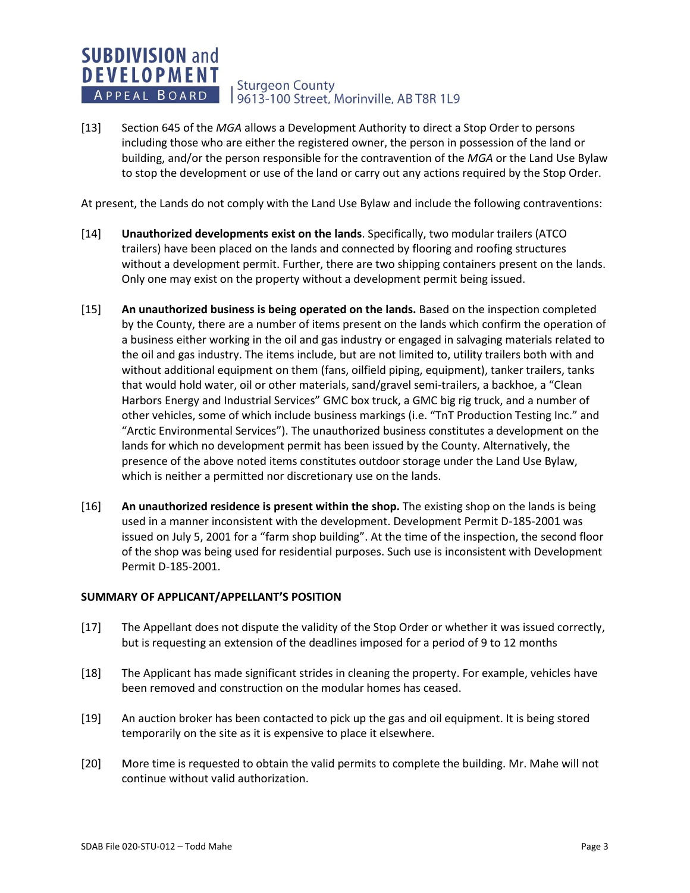[13] Section 645 of the *MGA* allows a Development Authority to direct a Stop Order to persons including those who are either the registered owner, the person in possession of the land or building, and/or the person responsible for the contravention of the *MGA* or the Land Use Bylaw to stop the development or use of the land or carry out any actions required by the Stop Order.

At present, the Lands do not comply with the Land Use Bylaw and include the following contraventions:

[14] **Unauthorized developments exist on the lands**. Specifically, two modular trailers (ATCO trailers) have been placed on the lands and connected by flooring and roofing structures without a development permit. Further, there are two shipping containers present on the lands. Only one may exist on the property without a development permit being issued.

[15] **An unauthorized business is being operated on the lands.** Based on the inspection completed by the County, there are a number of items present on the lands which confirm the operation of a business either working in the oil and gas industry or engaged in salvaging materials related to the oil and gas industry. The items include, but are not limited to, utility trailers both with and without additional equipment on them (fans, oilfield piping, equipment), tanker trailers, tanks that would hold water, oil or other materials, sand/gravel semi-trailers, a backhoe, a "Clean Harbors Energy and Industrial Services" GMC box truck, a GMC big rig truck, and a number of other vehicles, some of which include business markings (i.e. "TnT Production Testing Inc." and "Arctic Environmental Services"). The unauthorized business constitutes a development on the lands for which no development permit has been issued by the County. Alternatively, the presence of the above noted items constitutes outdoor storage under the Land Use Bylaw, which is neither a permitted nor discretionary use on the lands.

[16] **An unauthorized residence is present within the shop.** The existing shop on the lands is being used in a manner inconsistent with the development. Development Permit D-185-2001 was issued on July 5, 2001 for a "farm shop building". At the time of the inspection, the second floor of the shop was being used for residential purposes. Such use is inconsistent with Development Permit D-185-2001.

**SUMMARY OF APPLICANT/APPELLANT'S POSITION**

[17] The Appellant does not dispute the validity of the Stop Order or whether it was issued correctly, but is requesting an extension of the deadlines imposed for a period of 9 to 12 months

[18] The Applicant has made significant strides in cleaning the property. For example, vehicles have been removed and construction on the modular homes has ceased.

[19] An auction broker has been contacted to pick up the gas and oil equipment. It is being stored temporarily on the site as it is expensive to place it elsewhere.

[20] More time is requested to obtain the valid permits to complete the building. Mr. Mahe will not continue without valid authorization.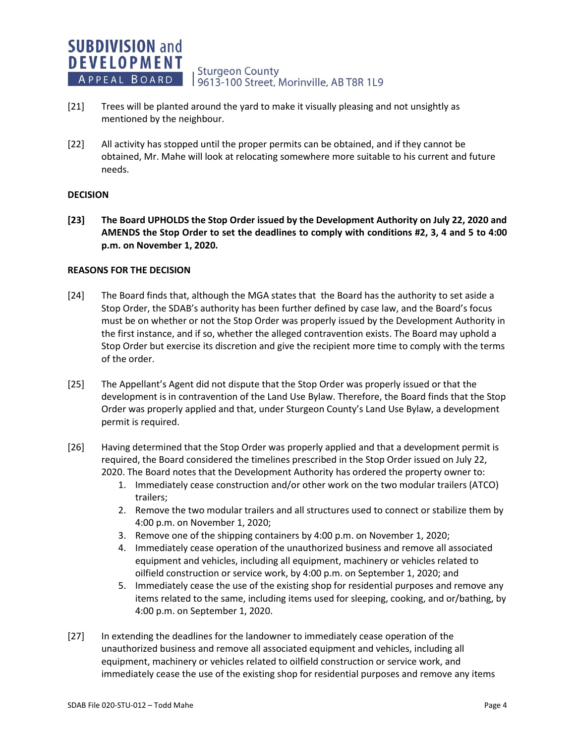[21] Trees will be planted around the yard to make it visually pleasing and not unsightly as mentioned by the neighbour.

[22] All activity has stopped until the proper permits can be obtained, and if they cannot be obtained, Mr. Mahe will look at relocating somewhere more suitable to his current and future needs.

**DECISION**

**[23] The Board UPHOLDS the Stop Order issued by the Development Authority on July 22, 2020 and AMENDS the Stop Order to set the deadlines to comply with conditions #2, 3, 4 and 5 to 4:00 p.m. on November 1, 2020.**

**REASONS FOR THE DECISION**

[24] The Board finds that, although the MGA states that the Board has the authority to set aside a Stop Order, the SDAB's authority has been further defined by case law, and the Board's focus must be on whether or not the Stop Order was properly issued by the Development Authority in the first instance, and if so, whether the alleged contravention exists. The Board may uphold a Stop Order but exercise its discretion and give the recipient more time to comply with the terms of the order.

[25] The Appellant's Agent did not dispute that the Stop Order was properly issued or that the development is in contravention of the Land Use Bylaw. Therefore, the Board finds that the Stop Order was properly applied and that, under Sturgeon County's Land Use Bylaw, a development permit is required.

[26] Having determined that the Stop Order was properly applied and that a development permit is required, the Board considered the timelines prescribed in the Stop Order issued on July 22, 2020. The Board notes that the Development Authority has ordered the property owner to:

1. Immediately cease construction and/or other work on the two modular trailers (ATCO) trailers;
2. Remove the two modular trailers and all structures used to connect or stabilize them by 4:00 p.m. on November 1, 2020;
3. Remove one of the shipping containers by 4:00 p.m. on November 1, 2020;
4. Immediately cease operation of the unauthorized business and remove all associated equipment and vehicles, including all equipment, machinery or vehicles related to oilfield construction or service work, by 4:00 p.m. on September 1, 2020; and
5. Immediately cease the use of the existing shop for residential purposes and remove any items related to the same, including items used for sleeping, cooking, and or/bathing, by 4:00 p.m. on September 1, 2020.

[27] In extending the deadlines for the landowner to immediately cease operation of the unauthorized business and remove all associated equipment and vehicles, including all equipment, machinery or vehicles related to oilfield construction or service work, and immediately cease the use of the existing shop for residential purposes and remove any items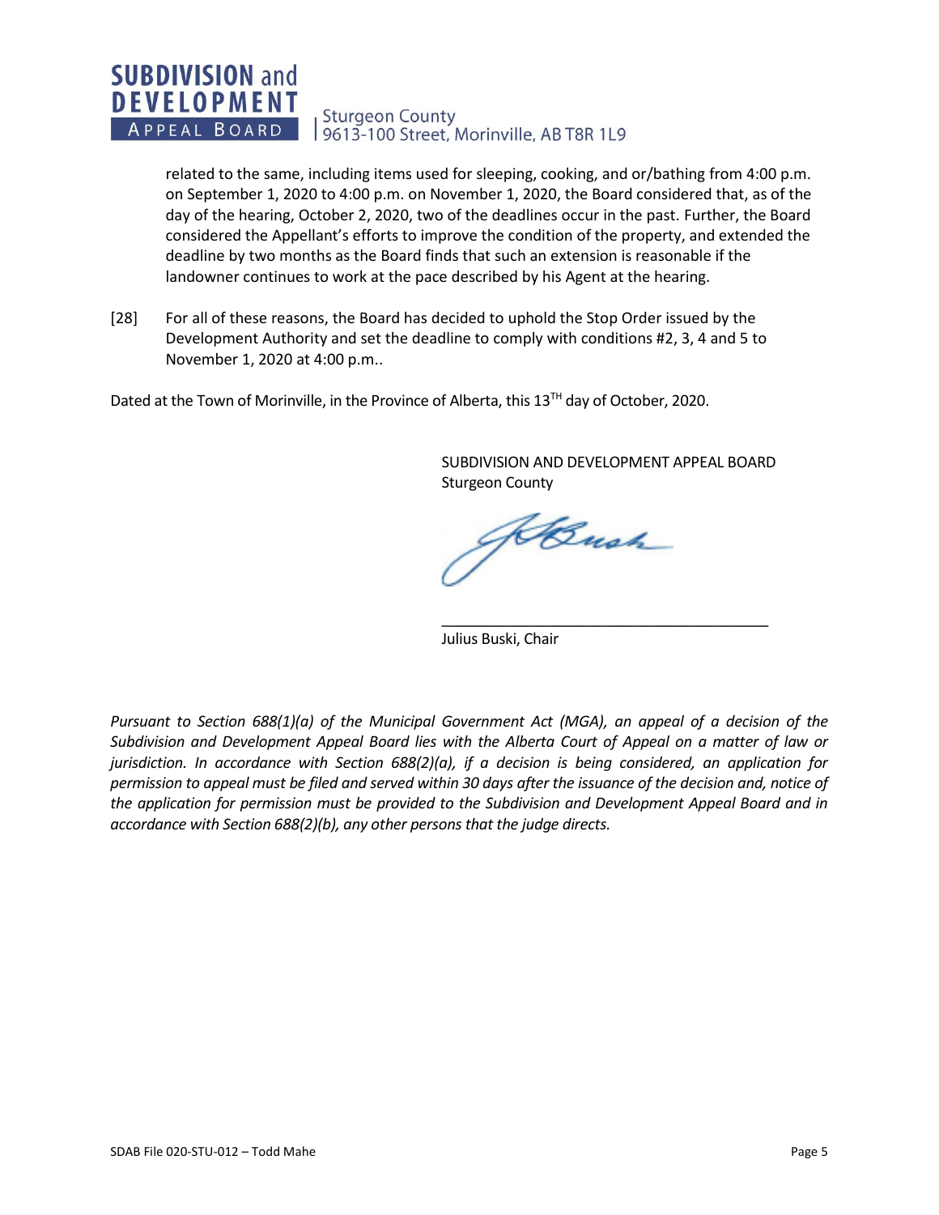related to the same, including items used for sleeping, cooking, and or/bathing from 4:00 p.m. on September 1, 2020 to 4:00 p.m. on November 1, 2020, the Board considered that, as of the day of the hearing, October 2, 2020, two of the deadlines occur in the past. Further, the Board considered the Appellant's efforts to improve the condition of the property, and extended the deadline by two months as the Board finds that such an extension is reasonable if the landowner continues to work at the pace described by his Agent at the hearing.

[28] For all of these reasons, the Board has decided to uphold the Stop Order issued by the Development Authority and set the deadline to comply with conditions #2, 3, 4 and 5 to November 1, 2020 at 4:00 p.m..

Dated at the Town of Morinville, in the Province of Alberta, this 13[TH] day of October, 2020.

SUBDIVISION AND DEVELOPMENT APPEAL BOARD
Sturgeon County

\_\_\_\_\_\_\_\_\_\_\_\_\_\_\_\_\_\_\_\_\_\_\_\_\_\_\_\_\_\_\_\_\_\_\_\_\_\_\_\_

Julius Buski, Chair

*Pursuant to Section 688(1)(a) of the Municipal Government Act (MGA), an appeal of a decision of the Subdivision and Development Appeal Board lies with the Alberta Court of Appeal on a matter of law or jurisdiction. In accordance with Section 688(2)(a), if a decision is being considered, an application for permission to appeal must be filed and served within 30 days after the issuance of the decision and, notice of the application for permission must be provided to the Subdivision and Development Appeal Board and in accordance with Section 688(2)(b), any other persons that the judge directs.*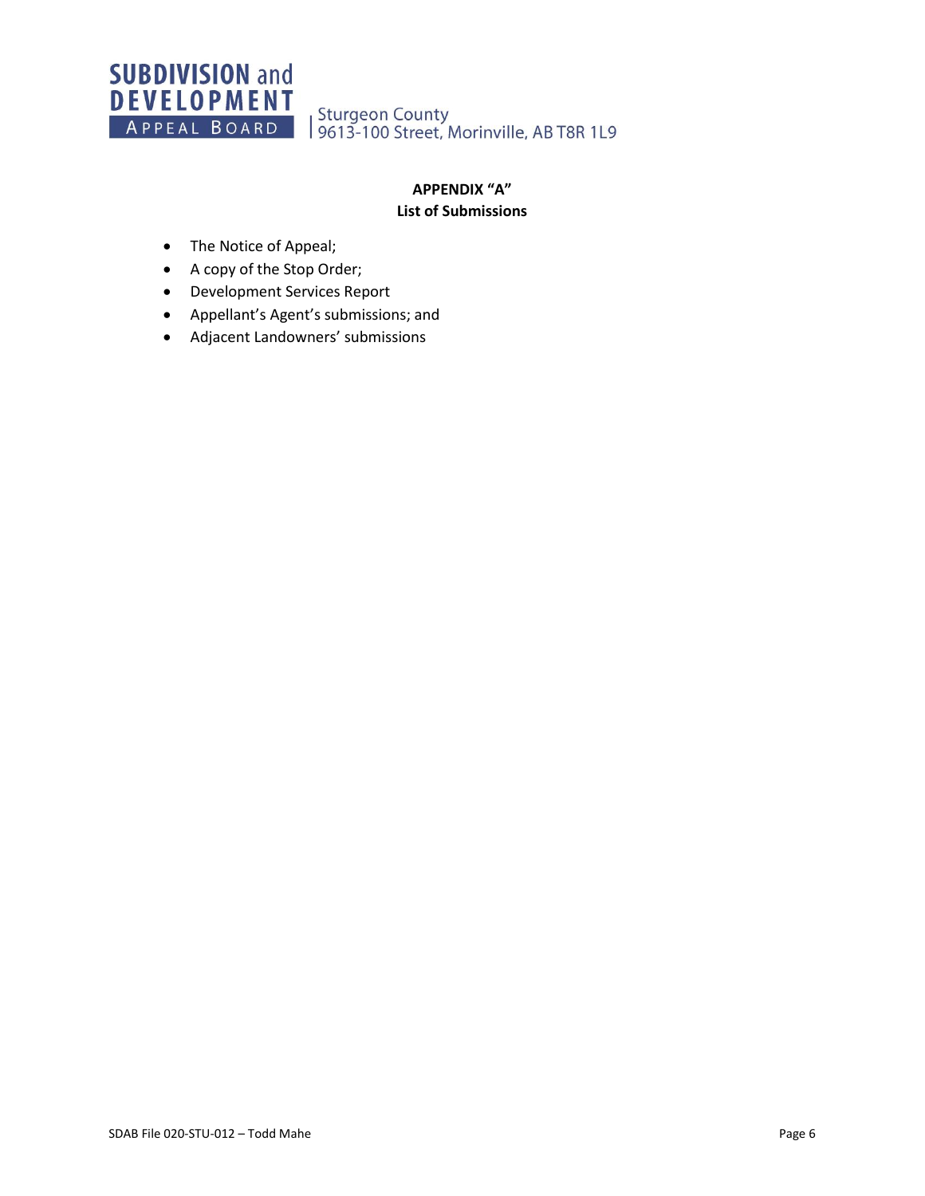**APPENDIX "A"**
**List of Submissions**

- The Notice of Appeal;
- A copy of the Stop Order;
- Development Services Report
- Appellant's Agent's submissions; and
- Adjacent Landowners' submissions